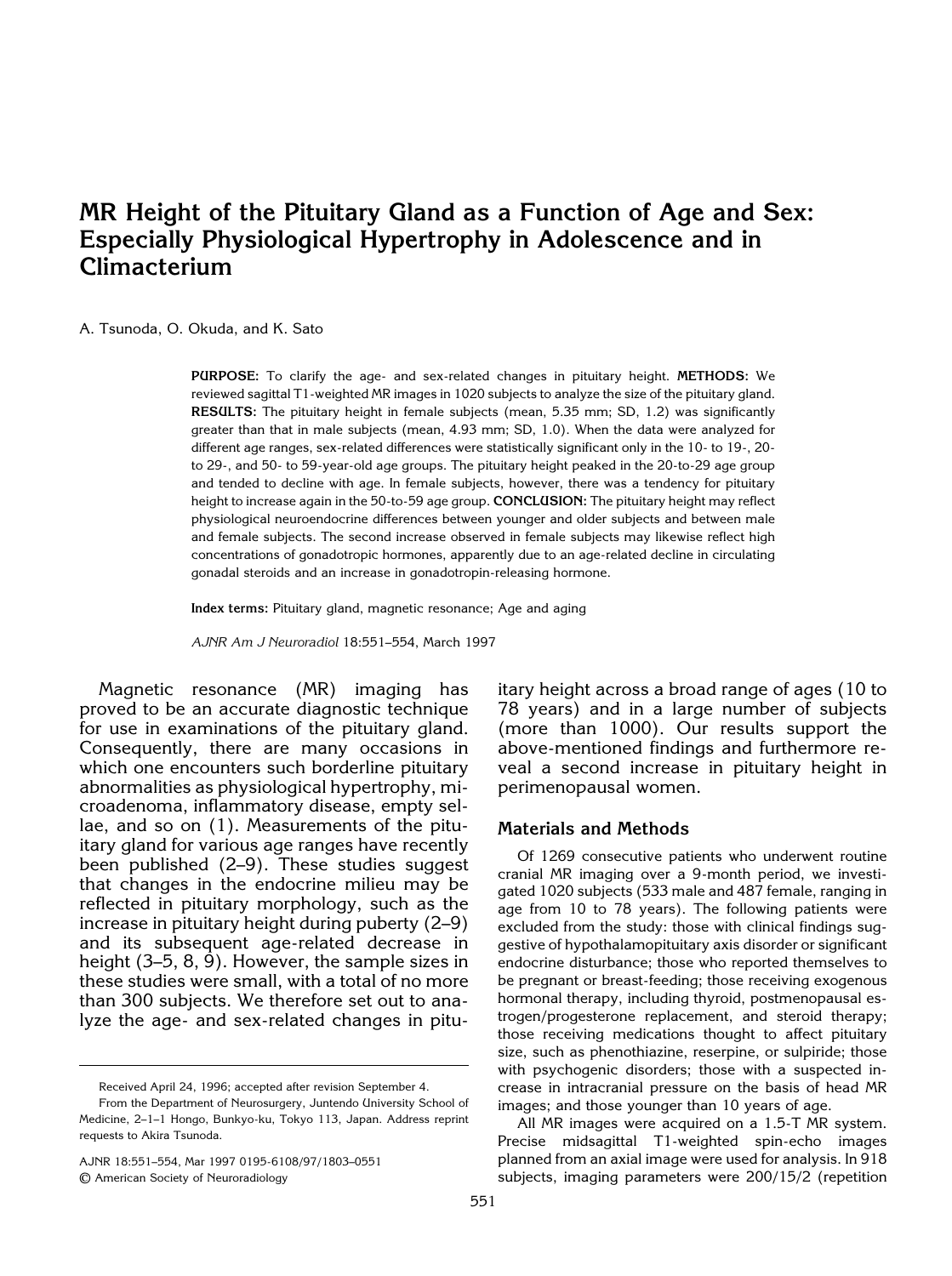# MR Height of the Pituitary Gland as a Function of Age and Sex: Especially Physiological Hypertrophy in Adolescence and in Climacterium

A. Tsunoda, O. Okuda, and K. Sato

**PURPOSE:** To clarify the age- and sex-related changes in pituitary height. **METHODS:** We reviewed sagittal T1-weighted MR images in 1020 subjects to analyze the size of the pituitary gland. **RESULTS:** The pituitary height in female subjects (mean, 5.35 mm; SD, 1.2) was significantly greater than that in male subjects (mean, 4.93 mm; SD, 1.0). When the data were analyzed for different age ranges, sex-related differences were statistically significant only in the 10- to 19-, 20- to 29-, and 50- to 59-year-old age groups. The pituitary height peaked in the 20-to-29 age group and tended to decline with age. In female subjects, however, there was a tendency for pituitary height to increase again in the 50-to-59 age group. **CONCLUSION:** The pituitary height may reflect physiological neuroendocrine differences between younger and older subjects and between male and female subjects. The second increase observed in female subjects may likewise reflect high concentrations of gonadotropic hormones, apparently due to an age-related decline in circulating gonadal steroids and an increase in gonadotropin-releasing hormone.

**Index terms:** Pituitary gland, magnetic resonance; Age and aging

*AJNR Am J Neuroradiol* 18:551–554, March 1997

Magnetic resonance (MR) imaging has proved to be an accurate diagnostic technique for use in examinations of the pituitary gland. Consequently, there are many occasions in which one encounters such borderline pituitary abnormalities as physiological hypertrophy, microadenoma, inflammatory disease, empty sellae, and so on (1). Measurements of the pituitary gland for various age ranges have recently been published (2–9). These studies suggest that changes in the endocrine milieu may be reflected in pituitary morphology, such as the increase in pituitary height during puberty (2–9) and its subsequent age-related decrease in height (3–5, 8, 9). However, the sample sizes in these studies were small, with a total of no more than 300 subjects. We therefore set out to analyze the age- and sex-related changes in pituitary height across a broad range of ages (10 to 78 years) and in a large number of subjects (more than 1000). Our results support the above-mentioned findings and furthermore reveal a second increase in pituitary height in perimenopausal women.

Received April 24, 1996; accepted after revision September 4.

From the Department of Neurosurgery, Juntendo University School of Medicine, 2–1–1 Hongo, Bunkyo-ku, Tokyo 113, Japan. Address reprint requests to Akira Tsunoda.

AJNR 18:551–554, Mar 1997 0195-6108/97/1803–0551
© American Society of Neuroradiology

## Materials and Methods

Of 1269 consecutive patients who underwent routine cranial MR imaging over a 9-month period, we investigated 1020 subjects (533 male and 487 female, ranging in age from 10 to 78 years). The following patients were excluded from the study: those with clinical findings suggestive of hypothalamopituitary axis disorder or significant endocrine disturbance; those who reported themselves to be pregnant or breast-feeding; those receiving exogenous hormonal therapy, including thyroid, postmenopausal estrogen/progesterone replacement, and steroid therapy; those receiving medications thought to affect pituitary size, such as phenothiazine, reserpine, or sulpiride; those with psychogenic disorders; those with a suspected increase in intracranial pressure on the basis of head MR images; and those younger than 10 years of age.

All MR images were acquired on a 1.5-T MR system. Precise midsagittal T1-weighted spin-echo images planned from an axial image were used for analysis. In 918 subjects, imaging parameters were 200/15/2 (repetition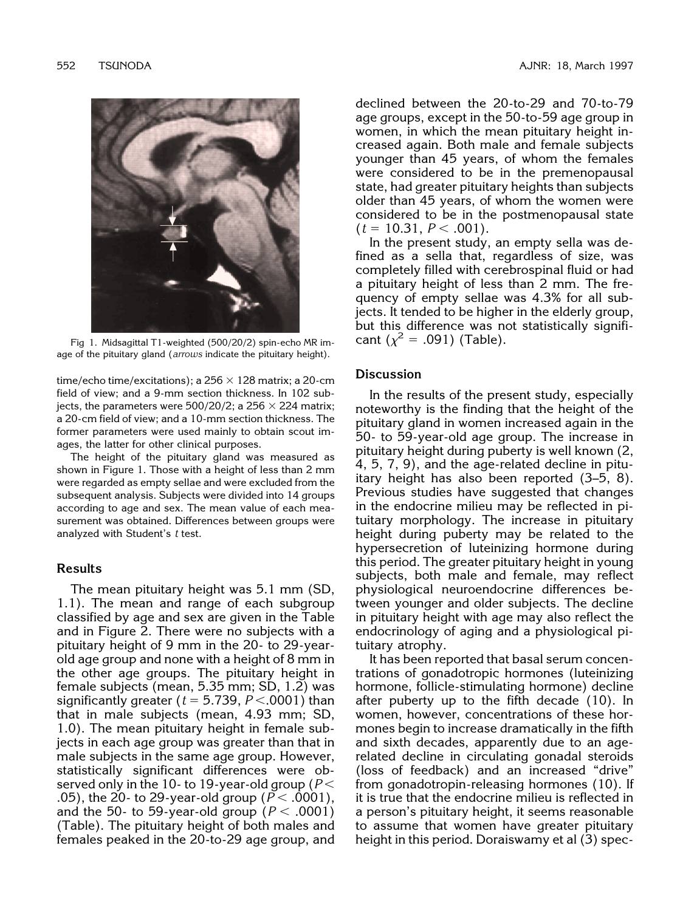Fig 1. Midsagittal T1-weighted (500/20/2) spin-echo MR image of the pituitary gland (*arrows* indicate the pituitary height).

time/echo time/excitations); a 256 × 128 matrix; a 20-cm field of view; and a 9-mm section thickness. In 102 subjects, the parameters were 500/20/2; a 256 × 224 matrix; a 20-cm field of view; and a 10-mm section thickness. The former parameters were used mainly to obtain scout images, the latter for other clinical purposes.

The height of the pituitary gland was measured as shown in Figure 1. Those with a height of less than 2 mm were regarded as empty sellae and were excluded from the subsequent analysis. Subjects were divided into 14 groups according to age and sex. The mean value of each measurement was obtained. Differences between groups were analyzed with Student's *t* test.

## Results

The mean pituitary height was 5.1 mm (SD, 1.1). The mean and range of each subgroup classified by age and sex are given in the Table and in Figure 2. There were no subjects with a pituitary height of 9 mm in the 20- to 29-year-old age group and none with a height of 8 mm in the other age groups. The pituitary height in female subjects (mean, 5.35 mm; SD, 1.2) was significantly greater ($t = 5.739$, $P < .0001$) than that in male subjects (mean, 4.93 mm; SD, 1.0). The mean pituitary height in female subjects in each age group was greater than that in male subjects in the same age group. However, statistically significant differences were observed only in the 10- to 19-year-old group ($P <$ .05), the 20- to 29-year-old group ($P < .0001$), and the 50- to 59-year-old group ($P < .0001$) (Table). The pituitary height of both males and females peaked in the 20-to-29 age group, and declined between the 20-to-29 and 70-to-79 age groups, except in the 50-to-59 age group in women, in which the mean pituitary height increased again. Both male and female subjects younger than 45 years, of whom the females were considered to be in the premenopausal state, had greater pituitary heights than subjects older than 45 years, of whom the women were considered to be in the postmenopausal state ($t = 10.31$, $P < .001$).

In the present study, an empty sella was defined as a sella that, regardless of size, was completely filled with cerebrospinal fluid or had a pituitary height of less than 2 mm. The frequency of empty sellae was 4.3% for all subjects. It tended to be higher in the elderly group, but this difference was not statistically significant ($\chi^2 = .091$) (Table).

## Discussion

In the results of the present study, especially noteworthy is the finding that the height of the pituitary gland in women increased again in the 50- to 59-year-old age group. The increase in pituitary height during puberty is well known (2, 4, 5, 7, 9), and the age-related decline in pituitary height has also been reported (3–5, 8). Previous studies have suggested that changes in the endocrine milieu may be reflected in pituitary morphology. The increase in pituitary height during puberty may be related to the hypersecretion of luteinizing hormone during this period. The greater pituitary height in young subjects, both male and female, may reflect physiological neuroendocrine differences between younger and older subjects. The decline in pituitary height with age may also reflect the endocrinology of aging and a physiological pituitary atrophy.

It has been reported that basal serum concentrations of gonadotropic hormones (luteinizing hormone, follicle-stimulating hormone) decline after puberty up to the fifth decade (10). In women, however, concentrations of these hormones begin to increase dramatically in the fifth and sixth decades, apparently due to an age-related decline in circulating gonadal steroids (loss of feedback) and an increased "drive" from gonadotropin-releasing hormones (10). If it is true that the endocrine milieu is reflected in a person's pituitary height, it seems reasonable to assume that women have greater pituitary height in this period. Doraiswamy et al (3) spec-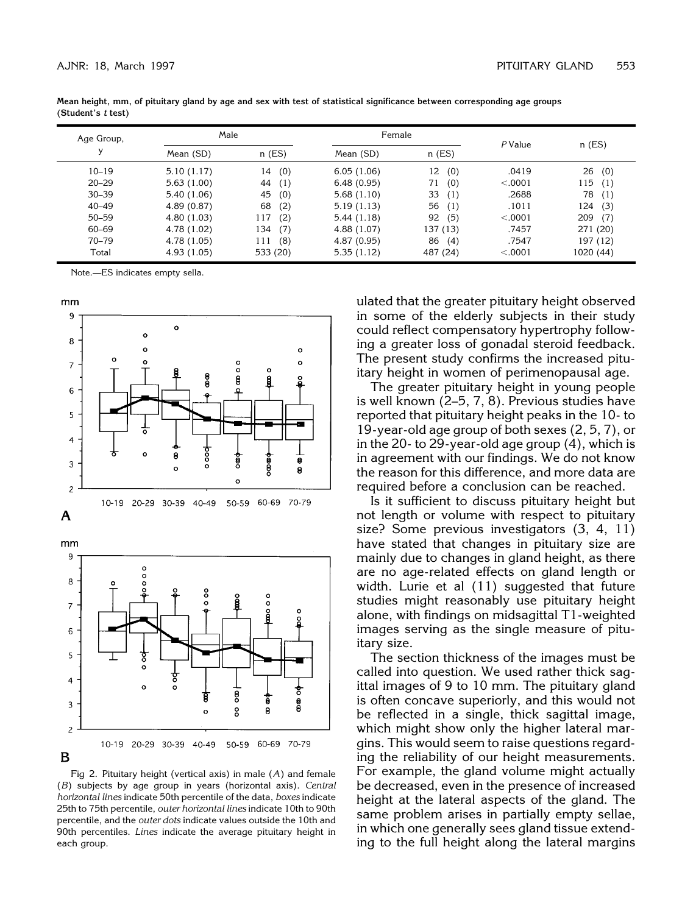**Mean height, mm, of pituitary gland by age and sex with test of statistical significance between corresponding age groups (Student's *t* test)**

| Age Group, y | Male | | Female | | *P* Value | n (ES) |
|---|---|---|---|---|---|---|
| | Mean (SD) | n (ES) | Mean (SD) | n (ES) | | |
| 10–19 | 5.10 (1.17) | 14 (0) | 6.05 (1.06) | 12 (0) | .0419 | 26 (0) |
| 20–29 | 5.63 (1.00) | 44 (1) | 6.48 (0.95) | 71 (0) | <.0001 | 115 (1) |
| 30–39 | 5.40 (1.06) | 45 (0) | 5.68 (1.10) | 33 (1) | .2688 | 78 (1) |
| 40–49 | 4.89 (0.87) | 68 (2) | 5.19 (1.13) | 56 (1) | .1011 | 124 (3) |
| 50–59 | 4.80 (1.03) | 117 (2) | 5.44 (1.18) | 92 (5) | <.0001 | 209 (7) |
| 60–69 | 4.78 (1.02) | 134 (7) | 4.88 (1.07) | 137 (13) | .7457 | 271 (20) |
| 70–79 | 4.78 (1.05) | 111 (8) | 4.87 (0.95) | 86 (4) | .7547 | 197 (12) |
| Total | 4.93 (1.05) | 533 (20) | 5.35 (1.12) | 487 (24) | <.0001 | 1020 (44) |

Note.—ES indicates empty sella.

Fig 2. Pituitary height (vertical axis) in male (*A*) and female (*B*) subjects by age group in years (horizontal axis). *Central horizontal lines* indicate 50th percentile of the data, *boxes* indicate 25th to 75th percentile, *outer horizontal lines* indicate 10th to 90th percentile, and the *outer dots* indicate values outside the 10th and 90th percentiles. *Lines* indicate the average pituitary height in each group.

ulated that the greater pituitary height observed in some of the elderly subjects in their study could reflect compensatory hypertrophy following a greater loss of gonadal steroid feedback. The present study confirms the increased pituitary height in women of perimenopausal age.

The greater pituitary height in young people is well known (2–5, 7, 8). Previous studies have reported that pituitary height peaks in the 10- to 19-year-old age group of both sexes (2, 5, 7), or in the 20- to 29-year-old age group (4), which is in agreement with our findings. We do not know the reason for this difference, and more data are required before a conclusion can be reached.

Is it sufficient to discuss pituitary height but not length or volume with respect to pituitary size? Some previous investigators (3, 4, 11) have stated that changes in pituitary size are mainly due to changes in gland height, as there are no age-related effects on gland length or width. Lurie et al (11) suggested that future studies might reasonably use pituitary height alone, with findings on midsagittal T1-weighted images serving as the single measure of pituitary size.

The section thickness of the images must be called into question. We used rather thick sagittal images of 9 to 10 mm. The pituitary gland is often concave superiorly, and this would not be reflected in a single, thick sagittal image, which might show only the higher lateral margins. This would seem to raise questions regarding the reliability of our height measurements. For example, the gland volume might actually be decreased, even in the presence of increased height at the lateral aspects of the gland. The same problem arises in partially empty sellae, in which one generally sees gland tissue extending to the full height along the lateral margins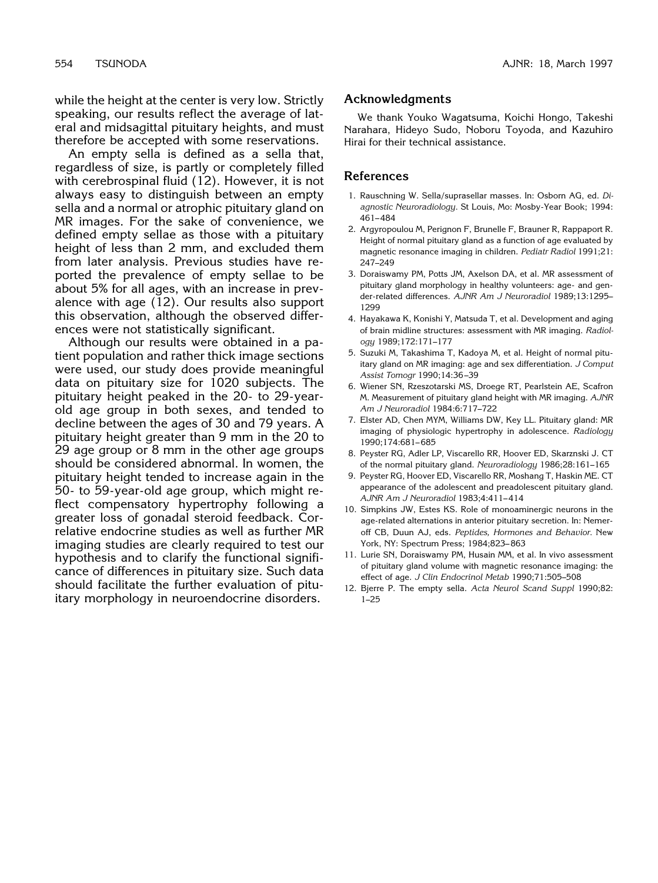while the height at the center is very low. Strictly speaking, our results reflect the average of lateral and midsagittal pituitary heights, and must therefore be accepted with some reservations.

An empty sella is defined as a sella that, regardless of size, is partly or completely filled with cerebrospinal fluid (12). However, it is not always easy to distinguish between an empty sella and a normal or atrophic pituitary gland on MR images. For the sake of convenience, we defined empty sellae as those with a pituitary height of less than 2 mm, and excluded them from later analysis. Previous studies have reported the prevalence of empty sellae to be about 5% for all ages, with an increase in prevalence with age (12). Our results also support this observation, although the observed differences were not statistically significant.

Although our results were obtained in a patient population and rather thick image sections were used, our study does provide meaningful data on pituitary size for 1020 subjects. The pituitary height peaked in the 20- to 29-year-old age group in both sexes, and tended to decline between the ages of 30 and 79 years. A pituitary height greater than 9 mm in the 20 to 29 age group or 8 mm in the other age groups should be considered abnormal. In women, the pituitary height tended to increase again in the 50- to 59-year-old age group, which might reflect compensatory hypertrophy following a greater loss of gonadal steroid feedback. Correlative endocrine studies as well as further MR imaging studies are clearly required to test our hypothesis and to clarify the functional significance of differences in pituitary size. Such data should facilitate the further evaluation of pituitary morphology in neuroendocrine disorders.

## Acknowledgments

We thank Youko Wagatsuma, Koichi Hongo, Takeshi Narahara, Hideyo Sudo, Noboru Toyoda, and Kazuhiro Hirai for their technical assistance.

## References

1. Rauschning W. Sella/suprasellar masses. In: Osborn AG, ed. *Diagnostic Neuroradiology*. St Louis, Mo: Mosby-Year Book; 1994: 461–484
2. Argyropoulou M, Perignon F, Brunelle F, Brauner R, Rappaport R. Height of normal pituitary gland as a function of age evaluated by magnetic resonance imaging in children. *Pediatr Radiol* 1991;21: 247–249
3. Doraiswamy PM, Potts JM, Axelson DA, et al. MR assessment of pituitary gland morphology in healthy volunteers: age- and gender-related differences. *AJNR Am J Neuroradiol* 1989;13:1295–1299
4. Hayakawa K, Konishi Y, Matsuda T, et al. Development and aging of brain midline structures: assessment with MR imaging. *Radiology* 1989;172:171–177
5. Suzuki M, Takashima T, Kadoya M, et al. Height of normal pituitary gland on MR imaging: age and sex differentiation. *J Comput Assist Tomogr* 1990;14:36–39
6. Wiener SN, Rzeszotarski MS, Droege RT, Pearlstein AE, Scafron M. Measurement of pituitary gland height with MR imaging. *AJNR Am J Neuroradiol* 1984:6:717–722
7. Elster AD, Chen MYM, Williams DW, Key LL. Pituitary gland: MR imaging of physiologic hypertrophy in adolescence. *Radiology* 1990;174:681–685
8. Peyster RG, Adler LP, Viscarello RR, Hoover ED, Skarznski J. CT of the normal pituitary gland. *Neuroradiology* 1986;28:161–165
9. Peyster RG, Hoover ED, Viscarello RR, Moshang T, Haskin ME. CT appearance of the adolescent and preadolescent pituitary gland. *AJNR Am J Neuroradiol* 1983;4:411–414
10. Simpkins JW, Estes KS. Role of monoaminergic neurons in the age-related alternations in anterior pituitary secretion. In: Nemeroff CB, Duun AJ, eds. *Peptides, Hormones and Behavior*. New York, NY: Spectrum Press; 1984;823–863
11. Lurie SN, Doraiswamy PM, Husain MM, et al. In vivo assessment of pituitary gland volume with magnetic resonance imaging: the effect of age. *J Clin Endocrinol Metab* 1990;71:505–508
12. Bjerre P. The empty sella. *Acta Neurol Scand Suppl* 1990;82: 1–25